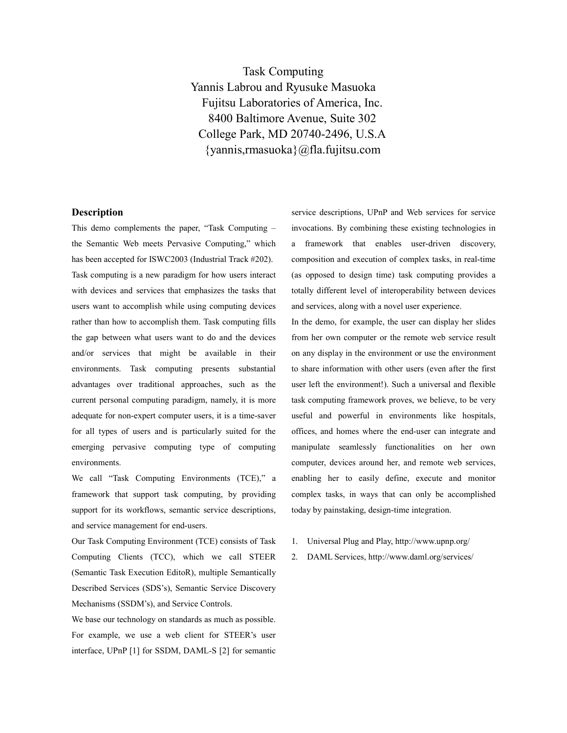# Task Computing

Yannis Labrou and Ryusuke Masuoka
Fujitsu Laboratories of America, Inc.
8400 Baltimore Avenue, Suite 302
College Park, MD 20740-2496, U.S.A
{yannis,rmasuoka}@fla.fujitsu.com

## Description

This demo complements the paper, "Task Computing – the Semantic Web meets Pervasive Computing," which has been accepted for ISWC2003 (Industrial Track #202).

Task computing is a new paradigm for how users interact with devices and services that emphasizes the tasks that users want to accomplish while using computing devices rather than how to accomplish them. Task computing fills the gap between what users want to do and the devices and/or services that might be available in their environments. Task computing presents substantial advantages over traditional approaches, such as the current personal computing paradigm, namely, it is more adequate for non-expert computer users, it is a time-saver for all types of users and is particularly suited for the emerging pervasive computing type of computing environments.

We call "Task Computing Environments (TCE)," a framework that support task computing, by providing support for its workflows, semantic service descriptions, and service management for end-users.

Our Task Computing Environment (TCE) consists of Task Computing Clients (TCC), which we call STEER (Semantic Task Execution EditoR), multiple Semantically Described Services (SDS's), Semantic Service Discovery Mechanisms (SSDM's), and Service Controls.

We base our technology on standards as much as possible. For example, we use a web client for STEER's user interface, UPnP [1] for SSDM, DAML-S [2] for semantic service descriptions, UPnP and Web services for service invocations. By combining these existing technologies in a framework that enables user-driven discovery, composition and execution of complex tasks, in real-time (as opposed to design time) task computing provides a totally different level of interoperability between devices and services, along with a novel user experience.

In the demo, for example, the user can display her slides from her own computer or the remote web service result on any display in the environment or use the environment to share information with other users (even after the first user left the environment!). Such a universal and flexible task computing framework proves, we believe, to be very useful and powerful in environments like hospitals, offices, and homes where the end-user can integrate and manipulate seamlessly functionalities on her own computer, devices around her, and remote web services, enabling her to easily define, execute and monitor complex tasks, in ways that can only be accomplished today by painstaking, design-time integration.

1. Universal Plug and Play, http://www.upnp.org/
2. DAML Services, http://www.daml.org/services/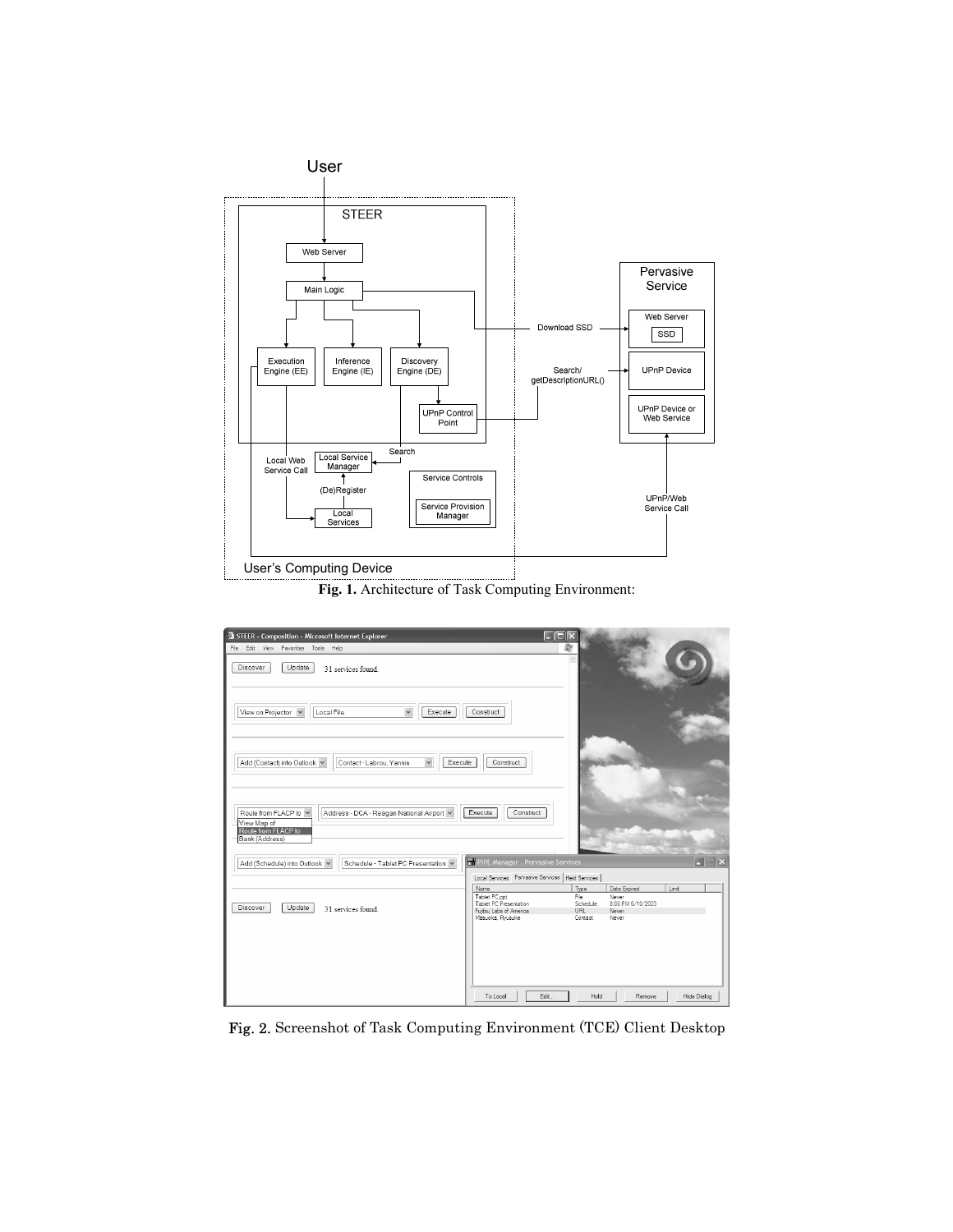**Fig. 1.** Architecture of Task Computing Environment:

Fig. 2. Screenshot of Task Computing Environment (TCE) Client Desktop